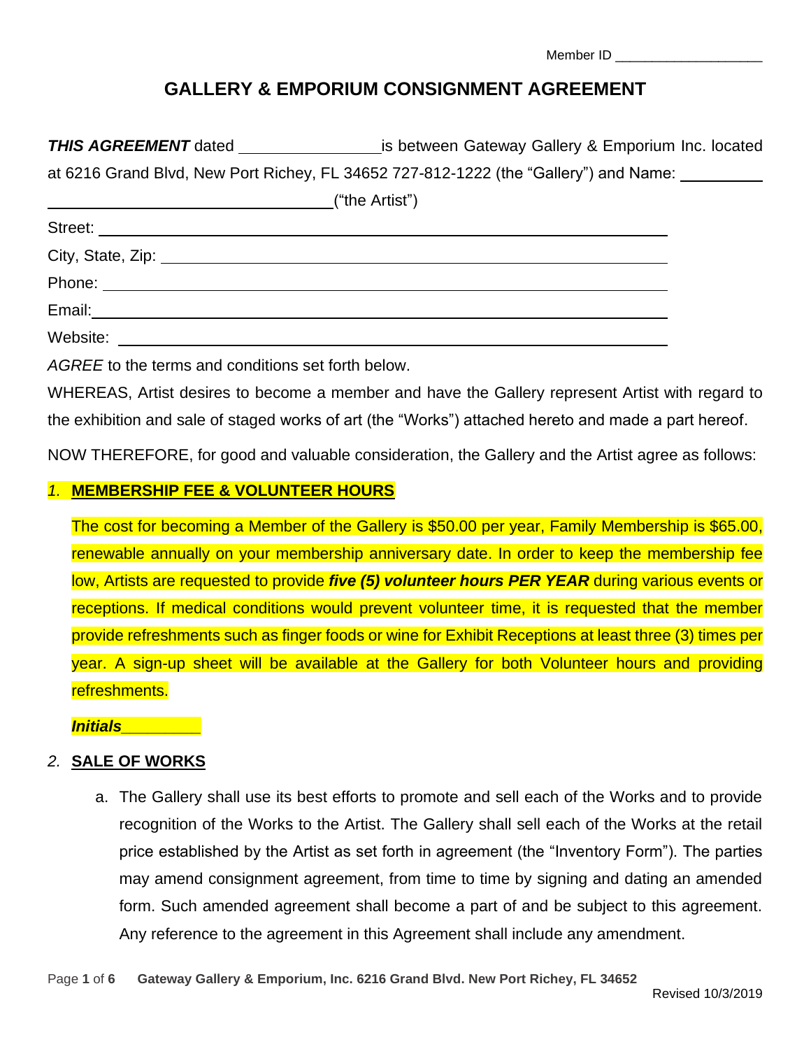Member ID ____________________

# GALLERY & EMPORIUM CONSIGNMENT AGREEMENT

***THIS AGREEMENT*** dated ________________ is between Gateway Gallery & Emporium Inc. located at 6216 Grand Blvd, New Port Richey, FL 34652 727-812-1222 (the "Gallery") and Name: __________ ________________________________ ("the Artist")

Street: ________________________________________________

City, State, Zip: ________________________________________

Phone: ________________________________________________

Email: ________________________________________________

Website: ______________________________________________

*AGREE* to the terms and conditions set forth below.

WHEREAS, Artist desires to become a member and have the Gallery represent Artist with regard to the exhibition and sale of staged works of art (the "Works") attached hereto and made a part hereof.

NOW THEREFORE, for good and valuable consideration, the Gallery and the Artist agree as follows:

## *1.* **MEMBERSHIP FEE & VOLUNTEER HOURS**

The cost for becoming a Member of the Gallery is $50.00 per year, Family Membership is $65.00, renewable annually on your membership anniversary date. In order to keep the membership fee low, Artists are requested to provide ***five (5) volunteer hours PER YEAR*** during various events or receptions. If medical conditions would prevent volunteer time, it is requested that the member provide refreshments such as finger foods or wine for Exhibit Receptions at least three (3) times per year. A sign-up sheet will be available at the Gallery for both Volunteer hours and providing refreshments.

***Initials_________***

## *2.* **SALE OF WORKS**

a. The Gallery shall use its best efforts to promote and sell each of the Works and to provide recognition of the Works to the Artist. The Gallery shall sell each of the Works at the retail price established by the Artist as set forth in agreement (the "Inventory Form"). The parties may amend consignment agreement, from time to time by signing and dating an amended form. Such amended agreement shall become a part of and be subject to this agreement. Any reference to the agreement in this Agreement shall include any amendment.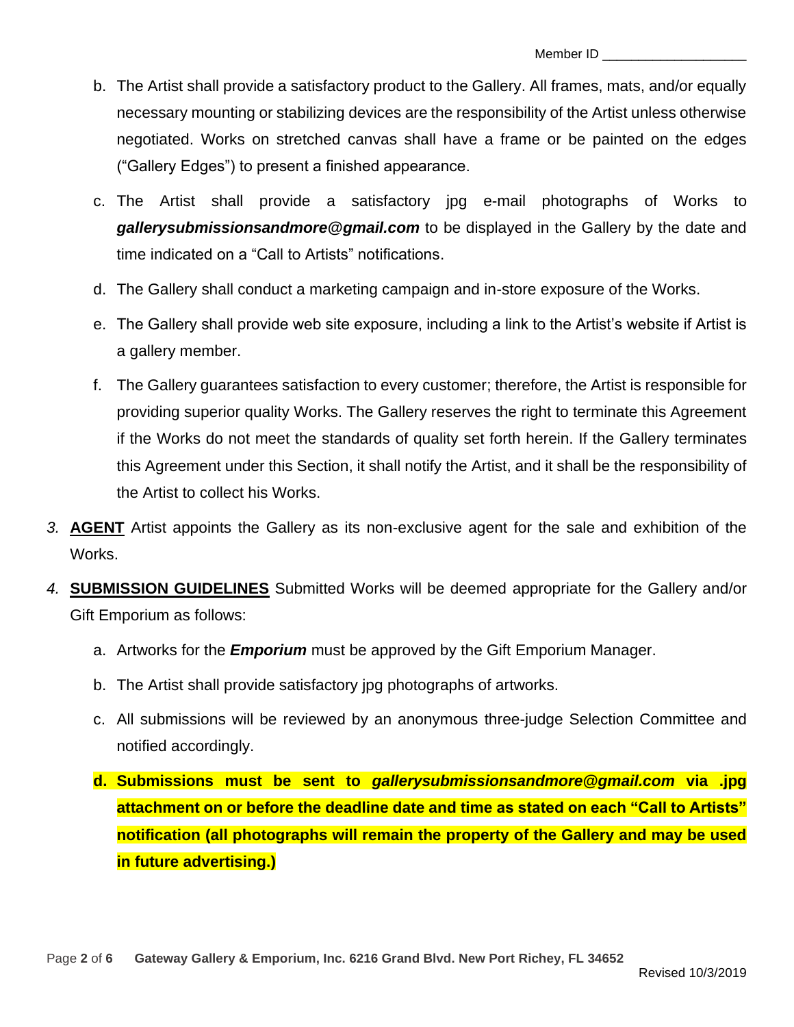Member ID ___________________

b. The Artist shall provide a satisfactory product to the Gallery. All frames, mats, and/or equally necessary mounting or stabilizing devices are the responsibility of the Artist unless otherwise negotiated. Works on stretched canvas shall have a frame or be painted on the edges ("Gallery Edges") to present a finished appearance.

c. The Artist shall provide a satisfactory jpg e-mail photographs of Works to ***gallerysubmissionsandmore@gmail.com*** to be displayed in the Gallery by the date and time indicated on a "Call to Artists" notifications.

d. The Gallery shall conduct a marketing campaign and in-store exposure of the Works.

e. The Gallery shall provide web site exposure, including a link to the Artist's website if Artist is a gallery member.

f. The Gallery guarantees satisfaction to every customer; therefore, the Artist is responsible for providing superior quality Works. The Gallery reserves the right to terminate this Agreement if the Works do not meet the standards of quality set forth herein. If the Gallery terminates this Agreement under this Section, it shall notify the Artist, and it shall be the responsibility of the Artist to collect his Works.

*3.* **AGENT** Artist appoints the Gallery as its non-exclusive agent for the sale and exhibition of the Works.

*4.* **SUBMISSION GUIDELINES** Submitted Works will be deemed appropriate for the Gallery and/or Gift Emporium as follows:

a. Artworks for the ***Emporium*** must be approved by the Gift Emporium Manager.

b. The Artist shall provide satisfactory jpg photographs of artworks.

c. All submissions will be reviewed by an anonymous three-judge Selection Committee and notified accordingly.

**d. Submissions must be sent to *gallerysubmissionsandmore@gmail.com* via .jpg attachment on or before the deadline date and time as stated on each "Call to Artists" notification (all photographs will remain the property of the Gallery and may be used in future advertising.)**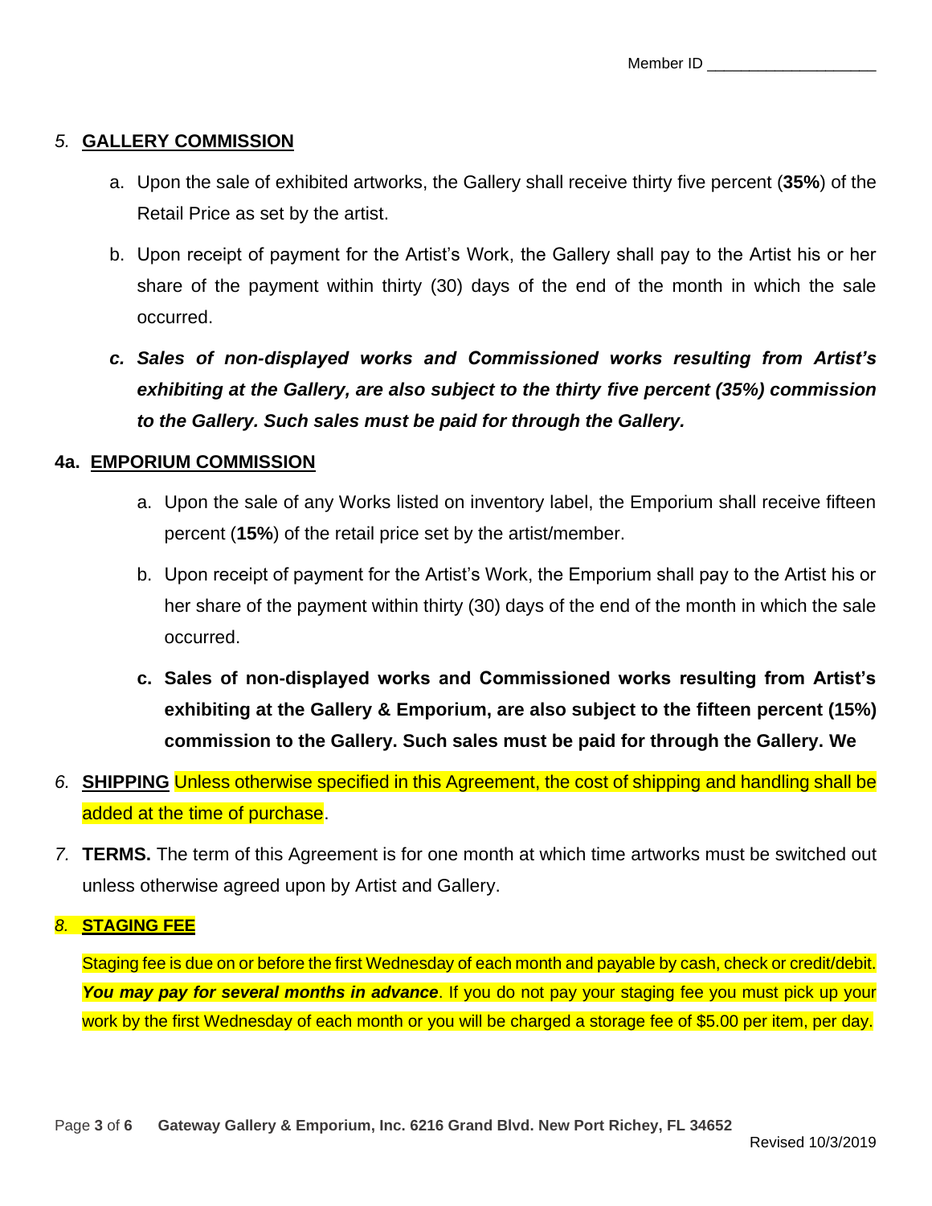Member ID ____________________

*5.* **<u>GALLERY COMMISSION</u>**

a. Upon the sale of exhibited artworks, the Gallery shall receive thirty five percent (**35%**) of the Retail Price as set by the artist.

b. Upon receipt of payment for the Artist's Work, the Gallery shall pay to the Artist his or her share of the payment within thirty (30) days of the end of the month in which the sale occurred.

***c. Sales of non-displayed works and Commissioned works resulting from Artist's exhibiting at the Gallery, are also subject to the thirty five percent (35%) commission to the Gallery. Such sales must be paid for through the Gallery.***

**4a. <u>EMPORIUM COMMISSION</u>**

a. Upon the sale of any Works listed on inventory label, the Emporium shall receive fifteen percent (**15%**) of the retail price set by the artist/member.

b. Upon receipt of payment for the Artist's Work, the Emporium shall pay to the Artist his or her share of the payment within thirty (30) days of the end of the month in which the sale occurred.

**c. Sales of non-displayed works and Commissioned works resulting from Artist's exhibiting at the Gallery & Emporium, are also subject to the fifteen percent (15%) commission to the Gallery. Such sales must be paid for through the Gallery. We**

*6.* **<u>SHIPPING</u>** Unless otherwise specified in this Agreement, the cost of shipping and handling shall be added at the time of purchase.

*7.* **TERMS.** The term of this Agreement is for one month at which time artworks must be switched out unless otherwise agreed upon by Artist and Gallery.

*8.* **<u>STAGING FEE</u>**

Staging fee is due on or before the first Wednesday of each month and payable by cash, check or credit/debit. ***You may pay for several months in advance***. If you do not pay your staging fee you must pick up your work by the first Wednesday of each month or you will be charged a storage fee of $5.00 per item, per day.

Gateway Gallery & Emporium, Inc. 6216 Grand Blvd. New Port Richey, FL 34652

Revised 10/3/2019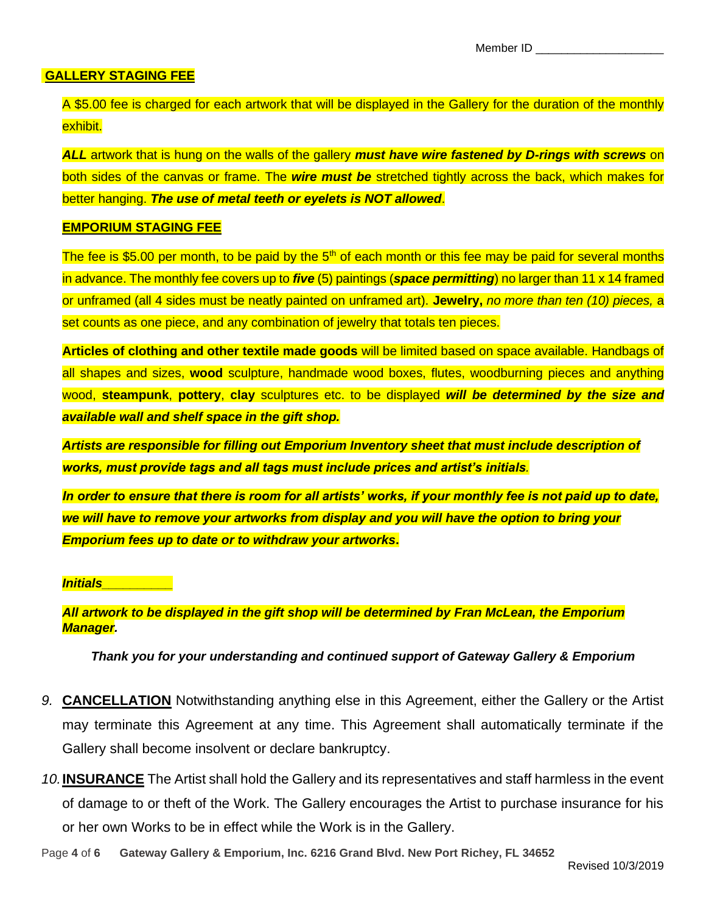Member ID ____________________

**GALLERY STAGING FEE**

A $5.00 fee is charged for each artwork that will be displayed in the Gallery for the duration of the monthly exhibit.

***ALL*** artwork that is hung on the walls of the gallery ***must have wire fastened by D-rings with screws*** on both sides of the canvas or frame. The ***wire must be*** stretched tightly across the back, which makes for better hanging. ***The use of metal teeth or eyelets is NOT allowed***.

**EMPORIUM STAGING FEE**

The fee is $5.00 per month, to be paid by the 5th of each month or this fee may be paid for several months in advance. The monthly fee covers up to ***five*** (5) paintings (***space permitting***) no larger than 11 x 14 framed or unframed (all 4 sides must be neatly painted on unframed art). **Jewelry,** *no more than ten (10) pieces,* a set counts as one piece, and any combination of jewelry that totals ten pieces.

**Articles of clothing and other textile made goods** will be limited based on space available. Handbags of all shapes and sizes, **wood** sculpture, handmade wood boxes, flutes, woodburning pieces and anything wood, **steampunk**, **pottery**, **clay** sculptures etc. to be displayed ***will be determined by the size and available wall and shelf space in the gift shop.***

***Artists are responsible for filling out Emporium Inventory sheet that must include description of works, must provide tags and all tags must include prices and artist's initials.***

***In order to ensure that there is room for all artists' works, if your monthly fee is not paid up to date, we will have to remove your artworks from display and you will have the option to bring your Emporium fees up to date or to withdraw your artworks.***

***Initials__________***

***All artwork to be displayed in the gift shop will be determined by Fran McLean, the Emporium Manager.***

***Thank you for your understanding and continued support of Gateway Gallery & Emporium***

9. **CANCELLATION** Notwithstanding anything else in this Agreement, either the Gallery or the Artist may terminate this Agreement at any time. This Agreement shall automatically terminate if the Gallery shall become insolvent or declare bankruptcy.

10. **INSURANCE** The Artist shall hold the Gallery and its representatives and staff harmless in the event of damage to or theft of the Work. The Gallery encourages the Artist to purchase insurance for his or her own Works to be in effect while the Work is in the Gallery.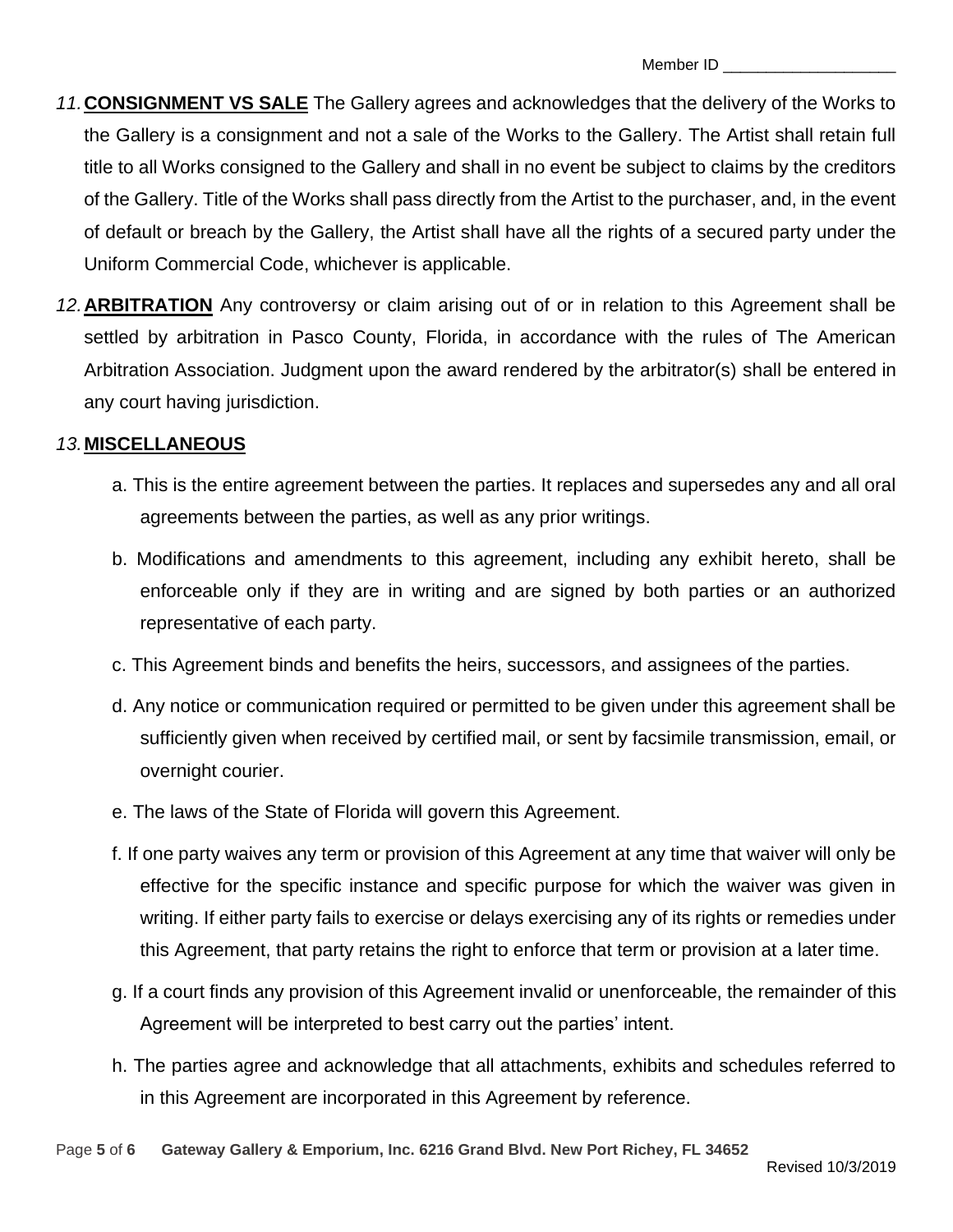11. **CONSIGNMENT VS SALE** The Gallery agrees and acknowledges that the delivery of the Works to the Gallery is a consignment and not a sale of the Works to the Gallery. The Artist shall retain full title to all Works consigned to the Gallery and shall in no event be subject to claims by the creditors of the Gallery. Title of the Works shall pass directly from the Artist to the purchaser, and, in the event of default or breach by the Gallery, the Artist shall have all the rights of a secured party under the Uniform Commercial Code, whichever is applicable.

12. **ARBITRATION** Any controversy or claim arising out of or in relation to this Agreement shall be settled by arbitration in Pasco County, Florida, in accordance with the rules of The American Arbitration Association. Judgment upon the award rendered by the arbitrator(s) shall be entered in any court having jurisdiction.

13. **MISCELLANEOUS**

   a. This is the entire agreement between the parties. It replaces and supersedes any and all oral agreements between the parties, as well as any prior writings.

   b. Modifications and amendments to this agreement, including any exhibit hereto, shall be enforceable only if they are in writing and are signed by both parties or an authorized representative of each party.

   c. This Agreement binds and benefits the heirs, successors, and assignees of the parties.

   d. Any notice or communication required or permitted to be given under this agreement shall be sufficiently given when received by certified mail, or sent by facsimile transmission, email, or overnight courier.

   e. The laws of the State of Florida will govern this Agreement.

   f. If one party waives any term or provision of this Agreement at any time that waiver will only be effective for the specific instance and specific purpose for which the waiver was given in writing. If either party fails to exercise or delays exercising any of its rights or remedies under this Agreement, that party retains the right to enforce that term or provision at a later time.

   g. If a court finds any provision of this Agreement invalid or unenforceable, the remainder of this Agreement will be interpreted to best carry out the parties' intent.

   h. The parties agree and acknowledge that all attachments, exhibits and schedules referred to in this Agreement are incorporated in this Agreement by reference.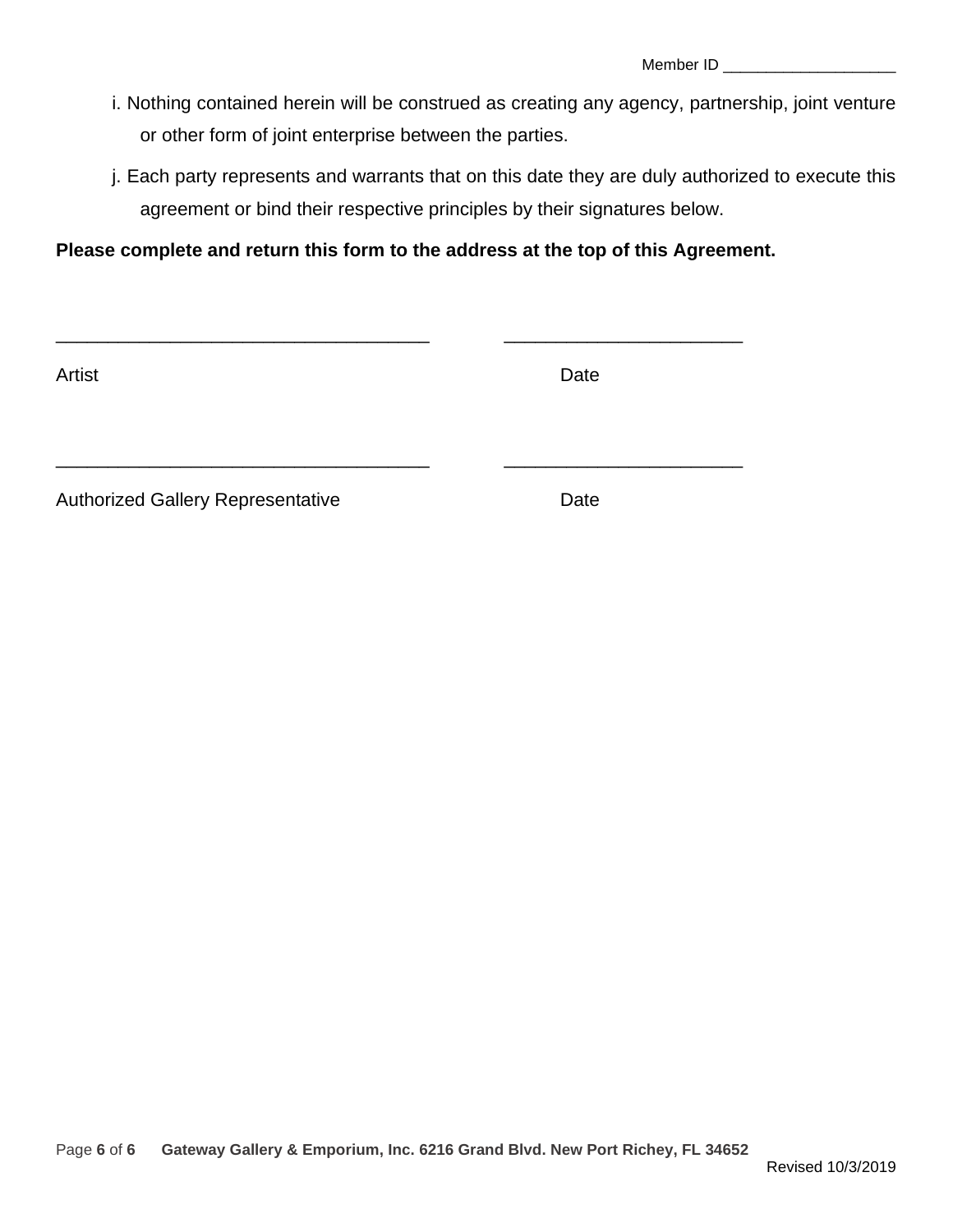Member ID ____________________

i. Nothing contained herein will be construed as creating any agency, partnership, joint venture or other form of joint enterprise between the parties.

j. Each party represents and warrants that on this date they are duly authorized to execute this agreement or bind their respective principles by their signatures below.

**Please complete and return this form to the address at the top of this Agreement.**

____________________________________ _______________________

Artist Date

____________________________________ _______________________

Authorized Gallery Representative Date